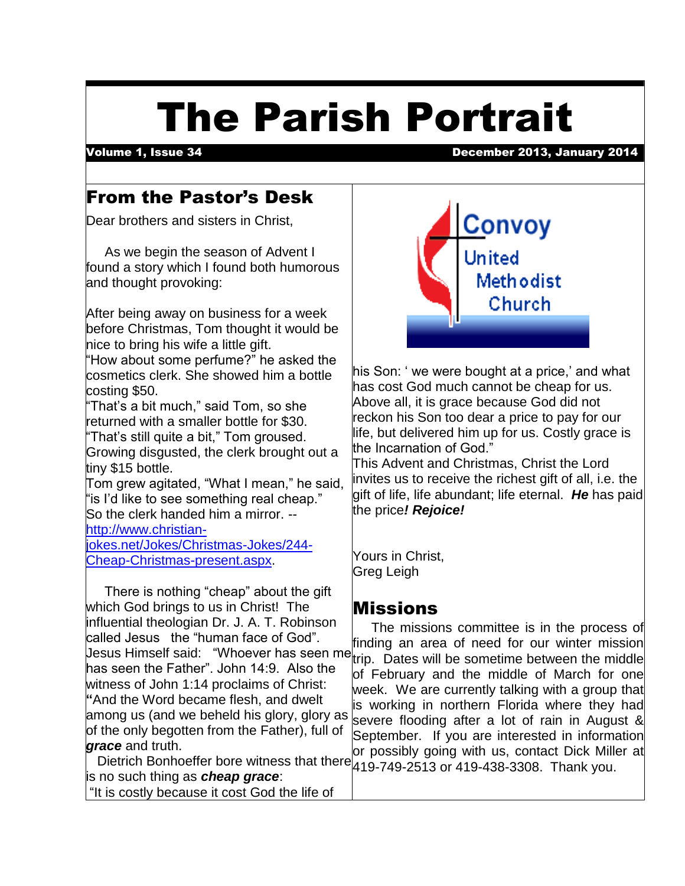# The Parish Portrait

**Volume 1, Issue 34** **December 2013, January 2014**

## From the Pastor's Desk

Dear brothers and sisters in Christ,

As we begin the season of Advent I found a story which I found both humorous and thought provoking:

After being away on business for a week before Christmas, Tom thought it would be nice to bring his wife a little gift.
"How about some perfume?" he asked the cosmetics clerk. She showed him a bottle costing $50.
"That's a bit much," said Tom, so she returned with a smaller bottle for $30.
"That's still quite a bit," Tom groused.
Growing disgusted, the clerk brought out a tiny $15 bottle.
Tom grew agitated, "What I mean," he said, "is I'd like to see something real cheap."
So the clerk handed him a mirror. -- [http://www.christian-jokes.net/Jokes/Christmas-Jokes/244-Cheap-Christmas-present.aspx](http://www.christian-jokes.net/Jokes/Christmas-Jokes/244-Cheap-Christmas-present.aspx).

There is nothing "cheap" about the gift which God brings to us in Christ! The influential theologian Dr. J. A. T. Robinson called Jesus the "human face of God". Jesus Himself said: "Whoever has seen me has seen the Father". John 14:9. Also the witness of John 1:14 proclaims of Christ: "And the Word became flesh, and dwelt among us (and we beheld his glory, glory as of the only begotten from the Father), full of ***grace*** and truth.

Dietrich Bonhoeffer bore witness that there is no such thing as ***cheap grace***:
"It is costly because it cost God the life of his Son: ' we were bought at a price,' and what has cost God much cannot be cheap for us. Above all, it is grace because God did not reckon his Son too dear a price to pay for our life, but delivered him up for us. Costly grace is the Incarnation of God."
This Advent and Christmas, Christ the Lord invites us to receive the richest gift of all, i.e. the gift of life, life abundant; life eternal. ***He*** has paid the price***! Rejoice!***

Yours in Christ,
Greg Leigh

Convoy United Methodist Church

## Missions

The missions committee is in the process of finding an area of need for our winter mission trip. Dates will be sometime between the middle of February and the middle of March for one week. We are currently talking with a group that is working in northern Florida where they had severe flooding after a lot of rain in August & September. If you are interested in information or possibly going with us, contact Dick Miller at 419-749-2513 or 419-438-3308. Thank you.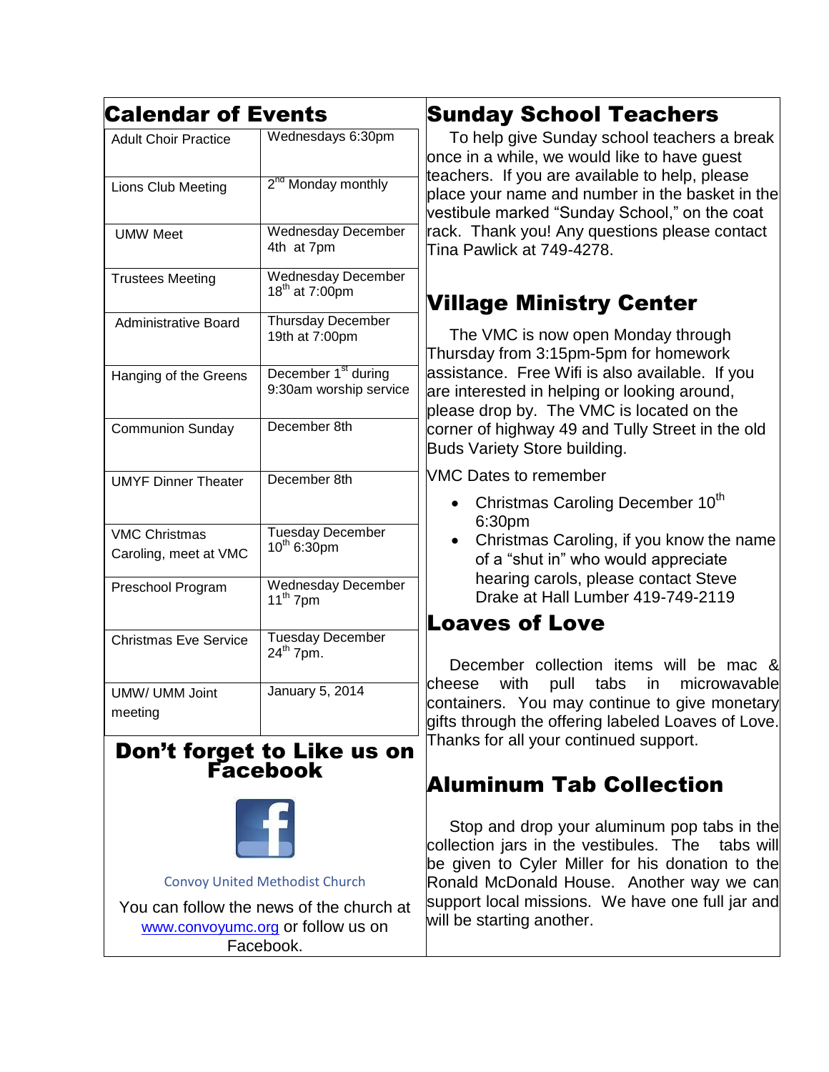## Calendar of Events

| Event | Date |
|---|---|
| Adult Choir Practice | Wednesdays 6:30pm |
| Lions Club Meeting | 2nd Monday monthly |
| UMW Meet | Wednesday December 4th at 7pm |
| Trustees Meeting | Wednesday December 18th at 7:00pm |
| Administrative Board | Thursday December 19th at 7:00pm |
| Hanging of the Greens | December 1st during 9:30am worship service |
| Communion Sunday | December 8th |
| UMYF Dinner Theater | December 8th |
| VMC Christmas Caroling, meet at VMC | Tuesday December 10th 6:30pm |
| Preschool Program | Wednesday December 11th 7pm |
| Christmas Eve Service | Tuesday December 24th 7pm. |
| UMW/ UMM Joint meeting | January 5, 2014 |

## Don't forget to Like us on Facebook

Convoy United Methodist Church

You can follow the news of the church at www.convoyumc.org or follow us on Facebook.

## Sunday School Teachers

To help give Sunday school teachers a break once in a while, we would like to have guest teachers. If you are available to help, please place your name and number in the basket in the vestibule marked "Sunday School," on the coat rack. Thank you! Any questions please contact Tina Pawlick at 749-4278.

## Village Ministry Center

The VMC is now open Monday through Thursday from 3:15pm-5pm for homework assistance. Free Wifi is also available. If you are interested in helping or looking around, please drop by. The VMC is located on the corner of highway 49 and Tully Street in the old Buds Variety Store building.

VMC Dates to remember

- Christmas Caroling December 10th 6:30pm
- Christmas Caroling, if you know the name of a "shut in" who would appreciate hearing carols, please contact Steve Drake at Hall Lumber 419-749-2119

## Loaves of Love

December collection items will be mac & cheese with pull tabs in microwavable containers. You may continue to give monetary gifts through the offering labeled Loaves of Love. Thanks for all your continued support.

## Aluminum Tab Collection

Stop and drop your aluminum pop tabs in the collection jars in the vestibules. The tabs will be given to Cyler Miller for his donation to the Ronald McDonald House. Another way we can support local missions. We have one full jar and will be starting another.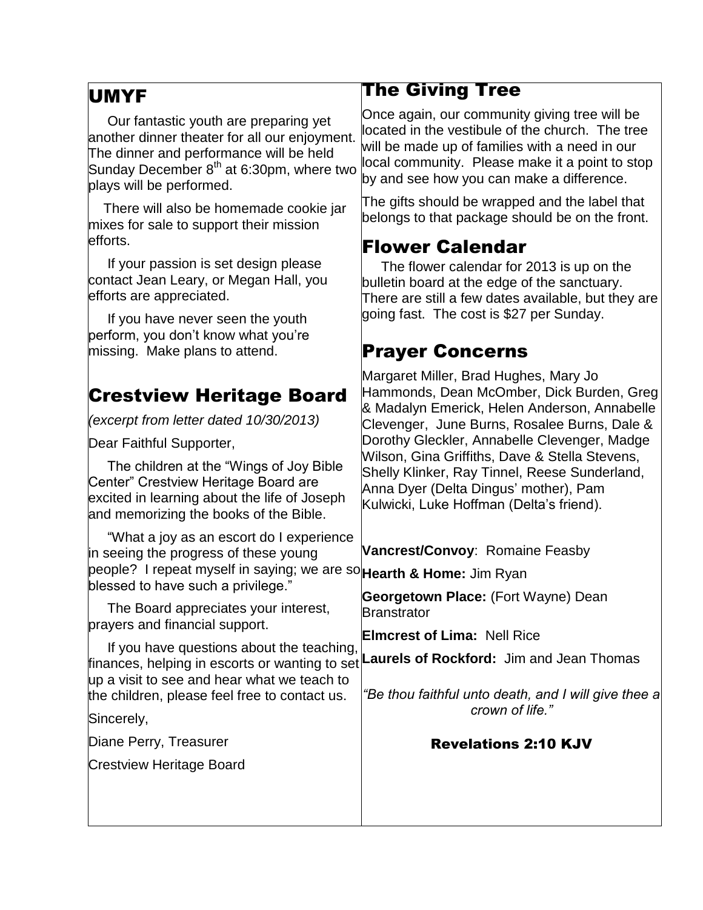## UMYF

Our fantastic youth are preparing yet another dinner theater for all our enjoyment. The dinner and performance will be held Sunday December 8th at 6:30pm, where two plays will be performed.

There will also be homemade cookie jar mixes for sale to support their mission efforts.

If your passion is set design please contact Jean Leary, or Megan Hall, you efforts are appreciated.

If you have never seen the youth perform, you don't know what you're missing. Make plans to attend.

## Crestview Heritage Board

*(excerpt from letter dated 10/30/2013)*

Dear Faithful Supporter,

The children at the "Wings of Joy Bible Center" Crestview Heritage Board are excited in learning about the life of Joseph and memorizing the books of the Bible.

"What a joy as an escort do I experience in seeing the progress of these young people? I repeat myself in saying; we are so blessed to have such a privilege."

The Board appreciates your interest, prayers and financial support.

If you have questions about the teaching, finances, helping in escorts or wanting to set up a visit to see and hear what we teach to the children, please feel free to contact us.

Sincerely,

Diane Perry, Treasurer

Crestview Heritage Board

## The Giving Tree

Once again, our community giving tree will be located in the vestibule of the church. The tree will be made up of families with a need in our local community. Please make it a point to stop by and see how you can make a difference.

The gifts should be wrapped and the label that belongs to that package should be on the front.

## Flower Calendar

The flower calendar for 2013 is up on the bulletin board at the edge of the sanctuary. There are still a few dates available, but they are going fast. The cost is $27 per Sunday.

## Prayer Concerns

Margaret Miller, Brad Hughes, Mary Jo Hammonds, Dean McOmber, Dick Burden, Greg & Madalyn Emerick, Helen Anderson, Annabelle Clevenger, June Burns, Rosalee Burns, Dale & Dorothy Gleckler, Annabelle Clevenger, Madge Wilson, Gina Griffiths, Dave & Stella Stevens, Shelly Klinker, Ray Tinnel, Reese Sunderland, Anna Dyer (Delta Dingus' mother), Pam Kulwicki, Luke Hoffman (Delta's friend).

**Vancrest/Convoy**: Romaine Feasby

**Hearth & Home:** Jim Ryan

**Georgetown Place:** (Fort Wayne) Dean Branstrator

**Elmcrest of Lima:** Nell Rice

**Laurels of Rockford:** Jim and Jean Thomas

*"Be thou faithful unto death, and I will give thee a crown of life."*

**Revelations 2:10 KJV**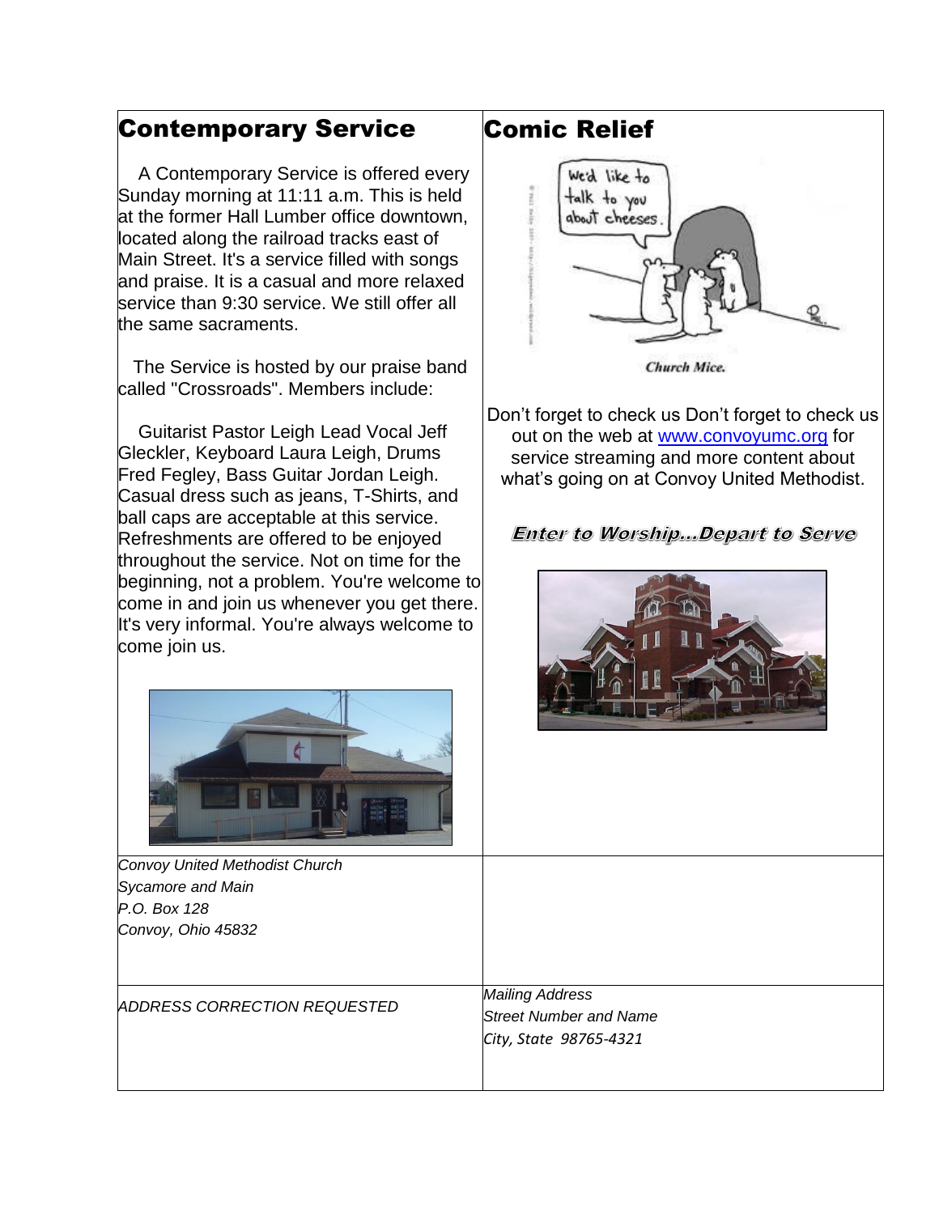## Contemporary Service

A Contemporary Service is offered every Sunday morning at 11:11 a.m. This is held at the former Hall Lumber office downtown, located along the railroad tracks east of Main Street. It's a service filled with songs and praise. It is a casual and more relaxed service than 9:30 service. We still offer all the same sacraments.

The Service is hosted by our praise band called "Crossroads". Members include:

Guitarist Pastor Leigh Lead Vocal Jeff Gleckler, Keyboard Laura Leigh, Drums Fred Fegley, Bass Guitar Jordan Leigh. Casual dress such as jeans, T-Shirts, and ball caps are acceptable at this service. Refreshments are offered to be enjoyed throughout the service. Not on time for the beginning, not a problem. You're welcome to come in and join us whenever you get there. It's very informal. You're always welcome to come join us.

## Comic Relief

Church Mice.

Don't forget to check us Don't forget to check us out on the web at [www.convoyumc.org](http://www.convoyumc.org) for service streaming and more content about what's going on at Convoy United Methodist.

***Enter to Worship...Depart to Serve***

*Convoy United Methodist Church*
*Sycamore and Main*
*P.O. Box 128*
*Convoy, Ohio 45832*

*ADDRESS CORRECTION REQUESTED*

*Mailing Address*
*Street Number and Name*
*City, State 98765-4321*